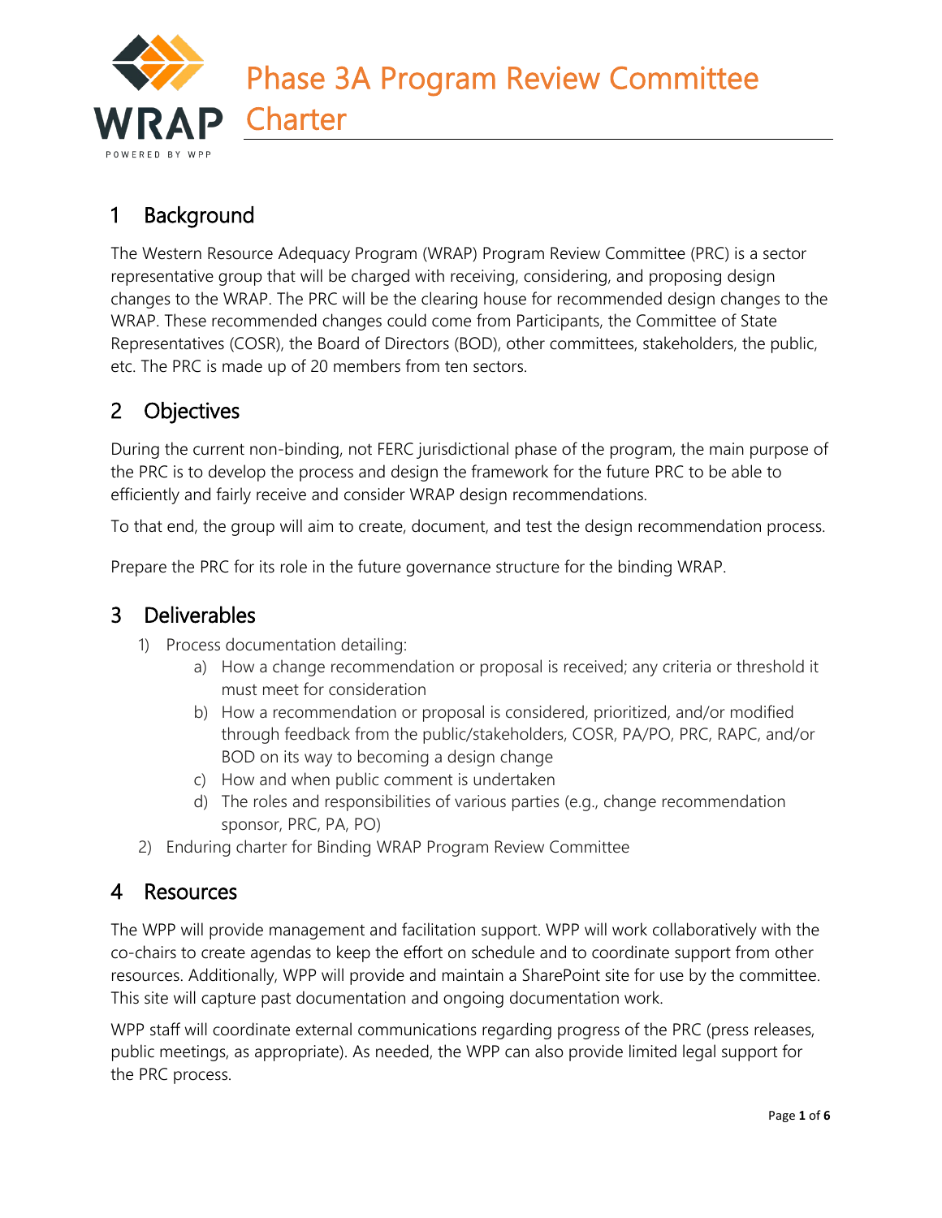# Phase 3A Program Review Committee Charter

## 1 Background

The Western Resource Adequacy Program (WRAP) Program Review Committee (PRC) is a sector representative group that will be charged with receiving, considering, and proposing design changes to the WRAP. The PRC will be the clearing house for recommended design changes to the WRAP. These recommended changes could come from Participants, the Committee of State Representatives (COSR), the Board of Directors (BOD), other committees, stakeholders, the public, etc. The PRC is made up of 20 members from ten sectors.

## 2 Objectives

During the current non-binding, not FERC jurisdictional phase of the program, the main purpose of the PRC is to develop the process and design the framework for the future PRC to be able to efficiently and fairly receive and consider WRAP design recommendations.

To that end, the group will aim to create, document, and test the design recommendation process.

Prepare the PRC for its role in the future governance structure for the binding WRAP.

## 3 Deliverables

1) Process documentation detailing:
   a) How a change recommendation or proposal is received; any criteria or threshold it must meet for consideration
   b) How a recommendation or proposal is considered, prioritized, and/or modified through feedback from the public/stakeholders, COSR, PA/PO, PRC, RAPC, and/or BOD on its way to becoming a design change
   c) How and when public comment is undertaken
   d) The roles and responsibilities of various parties (e.g., change recommendation sponsor, PRC, PA, PO)
2) Enduring charter for Binding WRAP Program Review Committee

## 4 Resources

The WPP will provide management and facilitation support. WPP will work collaboratively with the co-chairs to create agendas to keep the effort on schedule and to coordinate support from other resources. Additionally, WPP will provide and maintain a SharePoint site for use by the committee. This site will capture past documentation and ongoing documentation work.

WPP staff will coordinate external communications regarding progress of the PRC (press releases, public meetings, as appropriate). As needed, the WPP can also provide limited legal support for the PRC process.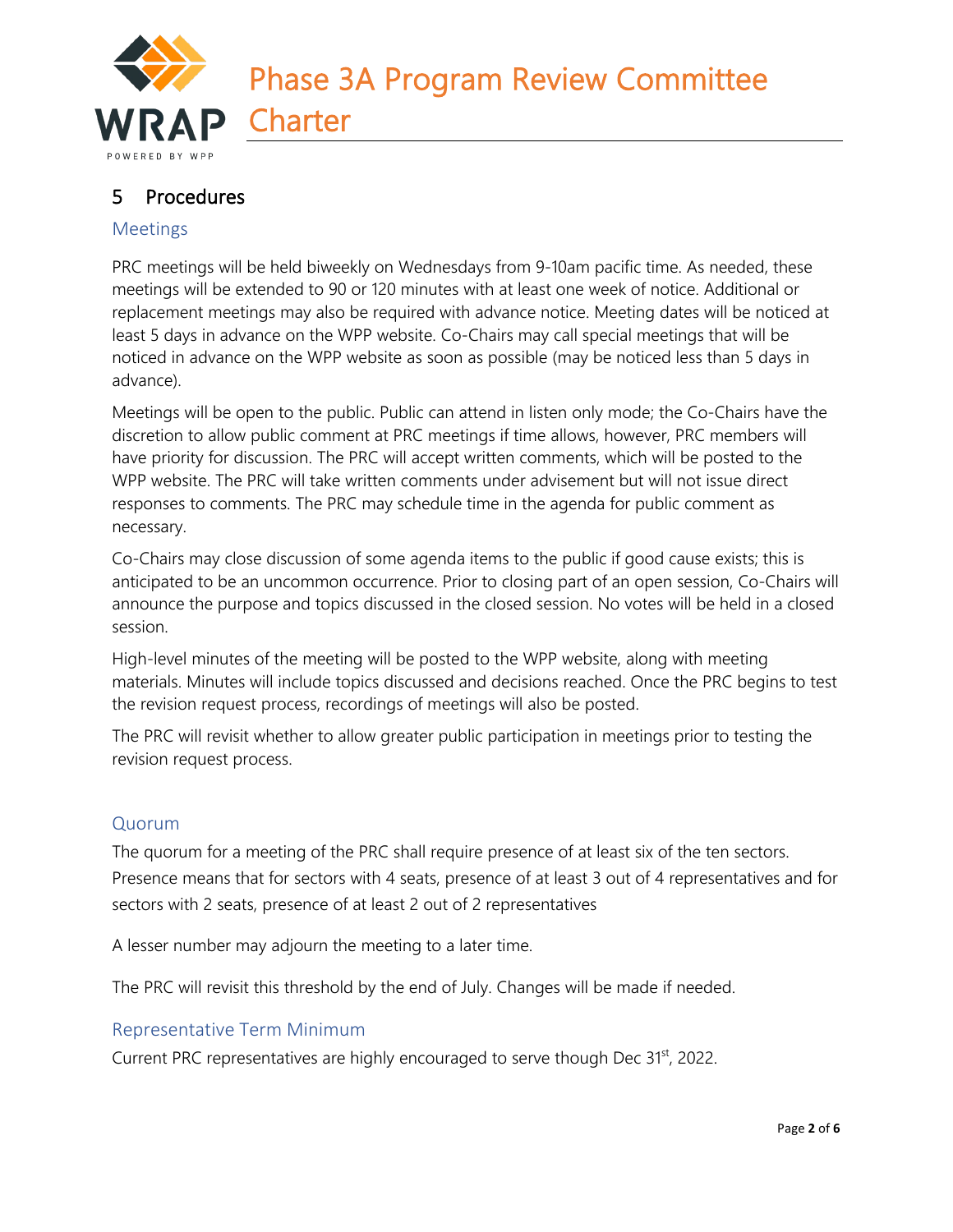## 5 Procedures

### Meetings

PRC meetings will be held biweekly on Wednesdays from 9-10am pacific time. As needed, these meetings will be extended to 90 or 120 minutes with at least one week of notice. Additional or replacement meetings may also be required with advance notice. Meeting dates will be noticed at least 5 days in advance on the WPP website. Co-Chairs may call special meetings that will be noticed in advance on the WPP website as soon as possible (may be noticed less than 5 days in advance).

Meetings will be open to the public. Public can attend in listen only mode; the Co-Chairs have the discretion to allow public comment at PRC meetings if time allows, however, PRC members will have priority for discussion. The PRC will accept written comments, which will be posted to the WPP website. The PRC will take written comments under advisement but will not issue direct responses to comments. The PRC may schedule time in the agenda for public comment as necessary.

Co-Chairs may close discussion of some agenda items to the public if good cause exists; this is anticipated to be an uncommon occurrence. Prior to closing part of an open session, Co-Chairs will announce the purpose and topics discussed in the closed session. No votes will be held in a closed session.

High-level minutes of the meeting will be posted to the WPP website, along with meeting materials. Minutes will include topics discussed and decisions reached. Once the PRC begins to test the revision request process, recordings of meetings will also be posted.

The PRC will revisit whether to allow greater public participation in meetings prior to testing the revision request process.

### Quorum

The quorum for a meeting of the PRC shall require presence of at least six of the ten sectors. Presence means that for sectors with 4 seats, presence of at least 3 out of 4 representatives and for sectors with 2 seats, presence of at least 2 out of 2 representatives

A lesser number may adjourn the meeting to a later time.

The PRC will revisit this threshold by the end of July. Changes will be made if needed.

### Representative Term Minimum

Current PRC representatives are highly encouraged to serve though Dec 31st, 2022.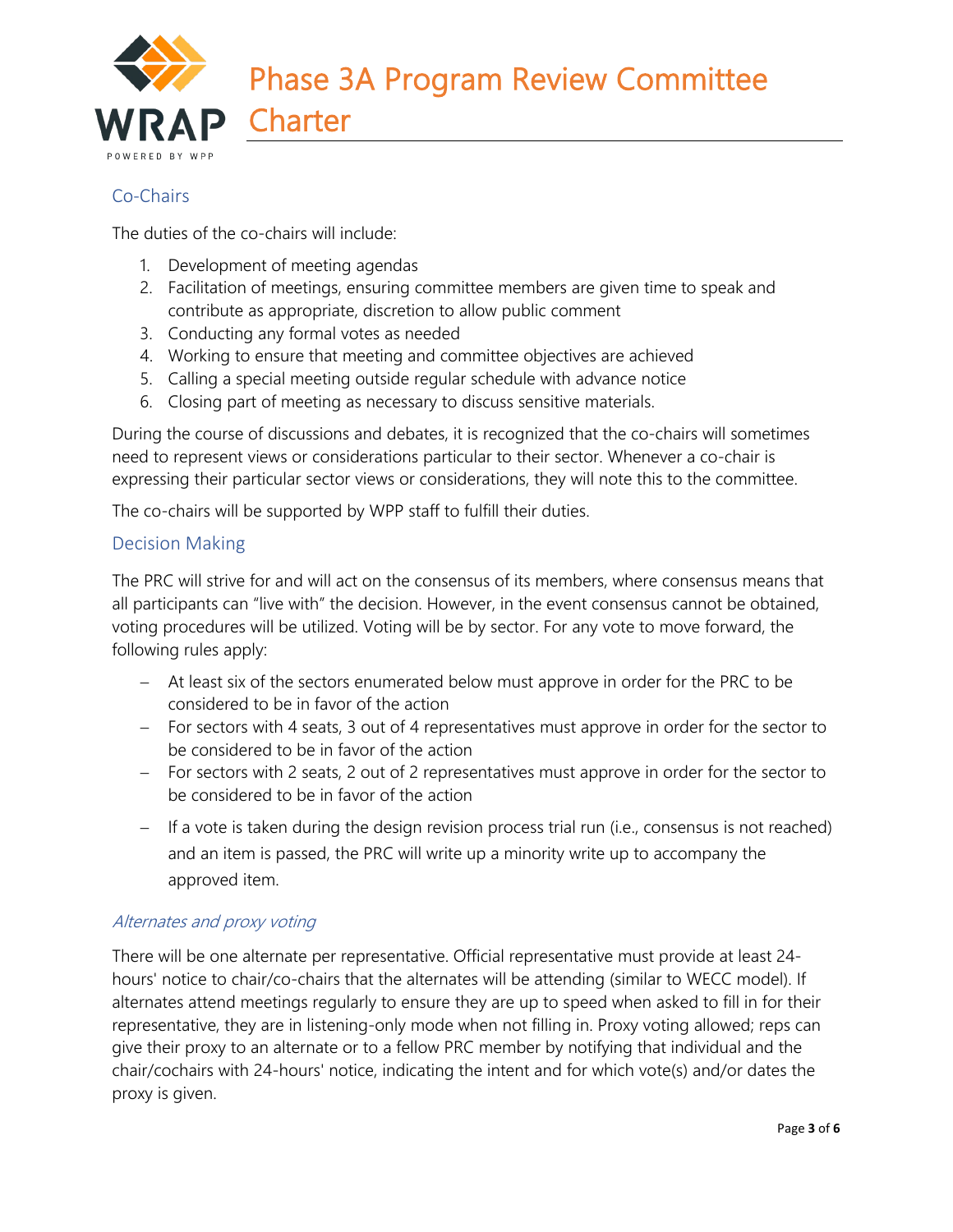## Co-Chairs

The duties of the co-chairs will include:

1. Development of meeting agendas
2. Facilitation of meetings, ensuring committee members are given time to speak and contribute as appropriate, discretion to allow public comment
3. Conducting any formal votes as needed
4. Working to ensure that meeting and committee objectives are achieved
5. Calling a special meeting outside regular schedule with advance notice
6. Closing part of meeting as necessary to discuss sensitive materials.

During the course of discussions and debates, it is recognized that the co-chairs will sometimes need to represent views or considerations particular to their sector. Whenever a co-chair is expressing their particular sector views or considerations, they will note this to the committee.

The co-chairs will be supported by WPP staff to fulfill their duties.

## Decision Making

The PRC will strive for and will act on the consensus of its members, where consensus means that all participants can "live with" the decision. However, in the event consensus cannot be obtained, voting procedures will be utilized. Voting will be by sector. For any vote to move forward, the following rules apply:

- At least six of the sectors enumerated below must approve in order for the PRC to be considered to be in favor of the action
- For sectors with 4 seats, 3 out of 4 representatives must approve in order for the sector to be considered to be in favor of the action
- For sectors with 2 seats, 2 out of 2 representatives must approve in order for the sector to be considered to be in favor of the action
- If a vote is taken during the design revision process trial run (i.e., consensus is not reached) and an item is passed, the PRC will write up a minority write up to accompany the approved item.

### *Alternates and proxy voting*

There will be one alternate per representative. Official representative must provide at least 24-hours' notice to chair/co-chairs that the alternates will be attending (similar to WECC model). If alternates attend meetings regularly to ensure they are up to speed when asked to fill in for their representative, they are in listening-only mode when not filling in. Proxy voting allowed; reps can give their proxy to an alternate or to a fellow PRC member by notifying that individual and the chair/cochairs with 24-hours' notice, indicating the intent and for which vote(s) and/or dates the proxy is given.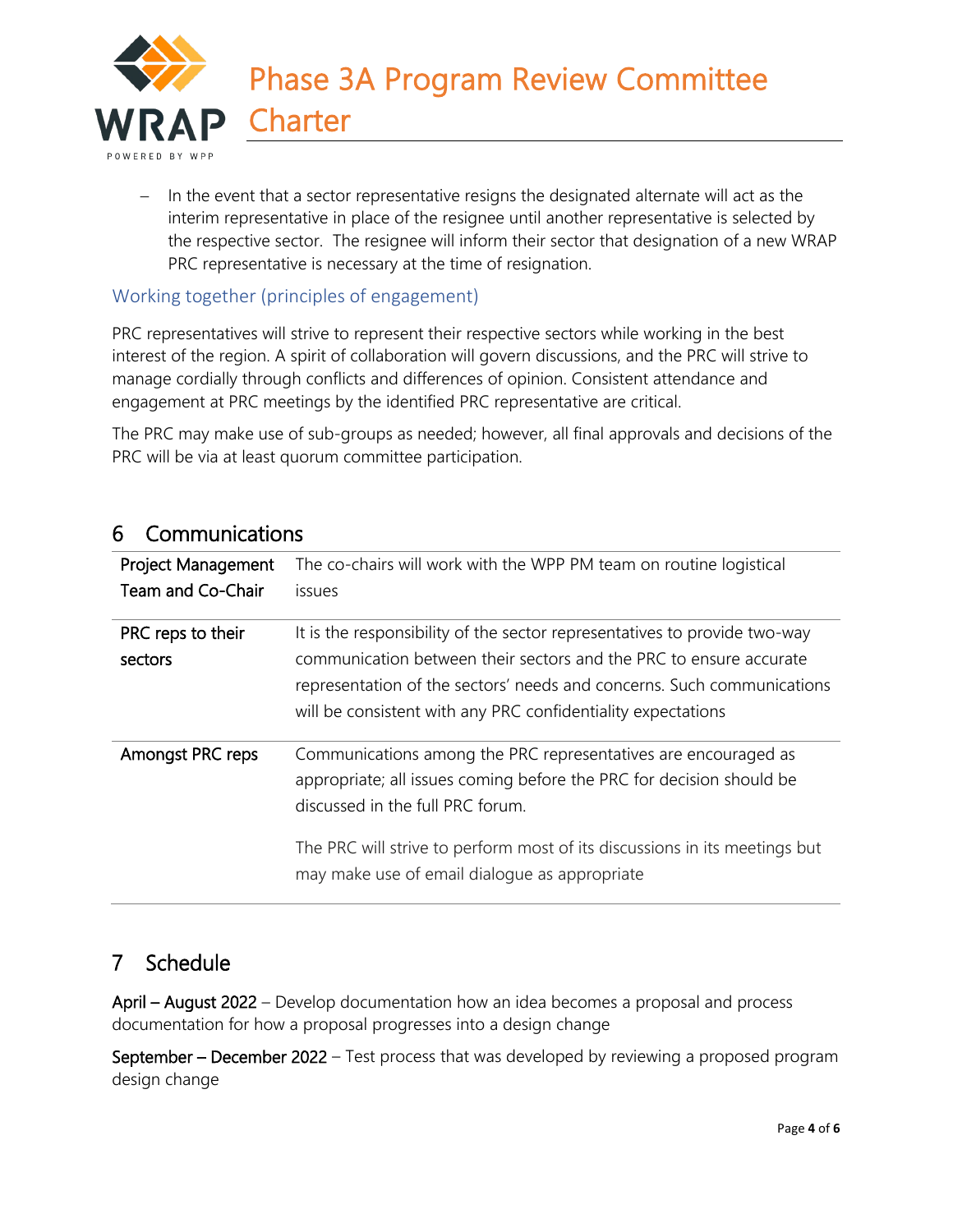- In the event that a sector representative resigns the designated alternate will act as the interim representative in place of the resignee until another representative is selected by the respective sector. The resignee will inform their sector that designation of a new WRAP PRC representative is necessary at the time of resignation.

### Working together (principles of engagement)

PRC representatives will strive to represent their respective sectors while working in the best interest of the region. A spirit of collaboration will govern discussions, and the PRC will strive to manage cordially through conflicts and differences of opinion. Consistent attendance and engagement at PRC meetings by the identified PRC representative are critical.

The PRC may make use of sub-groups as needed; however, all final approvals and decisions of the PRC will be via at least quorum committee participation.

## 6 Communications

| | |
|---|---|
| Project Management Team and Co-Chair | The co-chairs will work with the WPP PM team on routine logistical issues |
| PRC reps to their sectors | It is the responsibility of the sector representatives to provide two-way communication between their sectors and the PRC to ensure accurate representation of the sectors' needs and concerns. Such communications will be consistent with any PRC confidentiality expectations |
| Amongst PRC reps | Communications among the PRC representatives are encouraged as appropriate; all issues coming before the PRC for decision should be discussed in the full PRC forum.<br><br>The PRC will strive to perform most of its discussions in its meetings but may make use of email dialogue as appropriate |

## 7 Schedule

**April – August 2022** – Develop documentation how an idea becomes a proposal and process documentation for how a proposal progresses into a design change

**September – December 2022** – Test process that was developed by reviewing a proposed program design change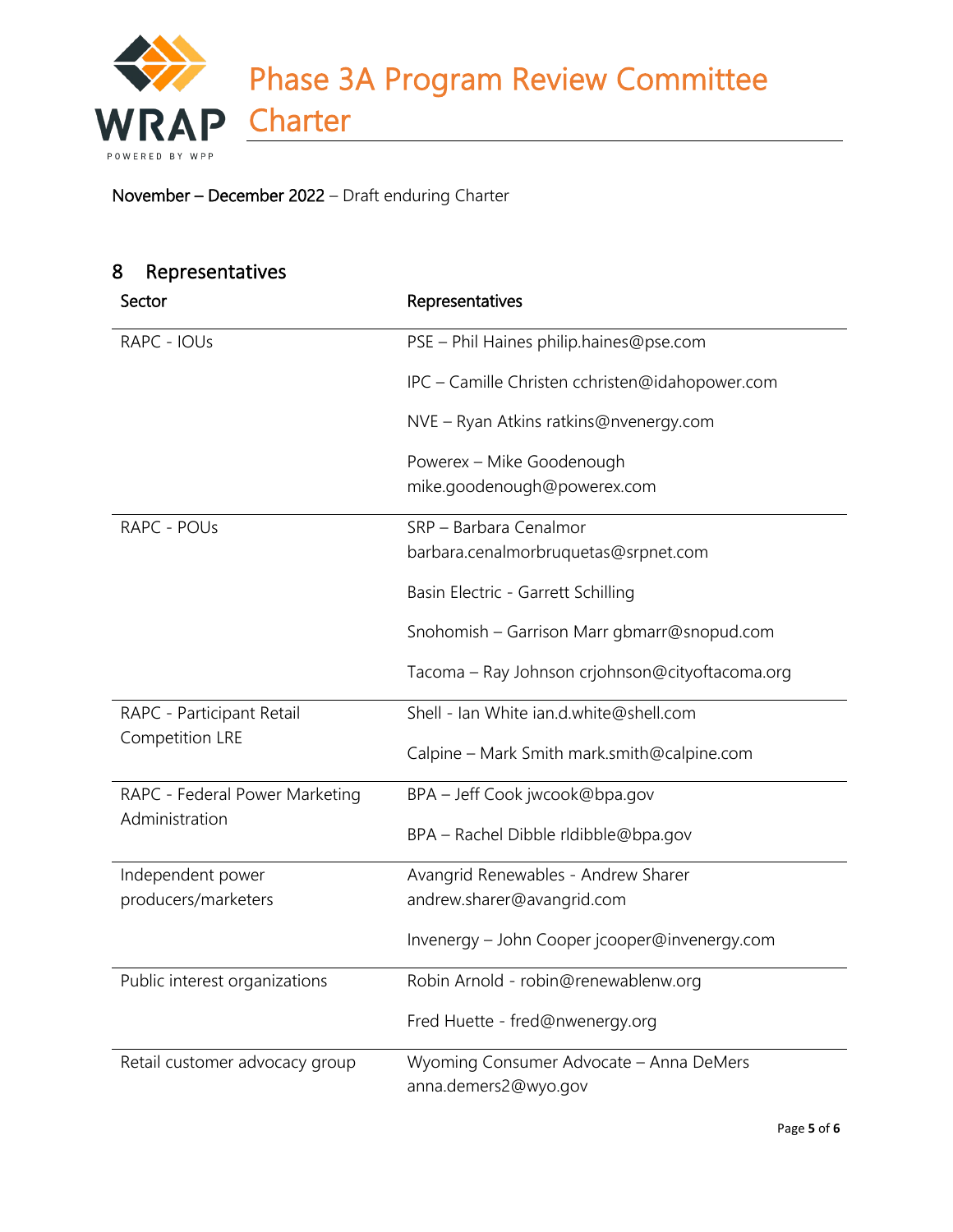November – December 2022 – Draft enduring Charter

## 8 Representatives

| Sector | Representatives |
| --- | --- |
| RAPC - IOUs | PSE – Phil Haines philip.haines@pse.com |
| | IPC – Camille Christen cchristen@idahopower.com |
| | NVE – Ryan Atkins ratkins@nvenergy.com |
| | Powerex – Mike Goodenough mike.goodenough@powerex.com |
| RAPC - POUs | SRP – Barbara Cenalmor barbara.cenalmorbruquetas@srpnet.com |
| | Basin Electric - Garrett Schilling |
| | Snohomish – Garrison Marr gbmarr@snopud.com |
| | Tacoma – Ray Johnson crjohnson@cityoftacoma.org |
| RAPC - Participant Retail Competition LRE | Shell - Ian White ian.d.white@shell.com |
| | Calpine – Mark Smith mark.smith@calpine.com |
| RAPC - Federal Power Marketing Administration | BPA – Jeff Cook jwcook@bpa.gov |
| | BPA – Rachel Dibble rldibble@bpa.gov |
| Independent power producers/marketers | Avangrid Renewables - Andrew Sharer andrew.sharer@avangrid.com |
| | Invenergy – John Cooper jcooper@invenergy.com |
| Public interest organizations | Robin Arnold - robin@renewablenw.org |
| | Fred Huette - fred@nwenergy.org |
| Retail customer advocacy group | Wyoming Consumer Advocate – Anna DeMers anna.demers2@wyo.gov |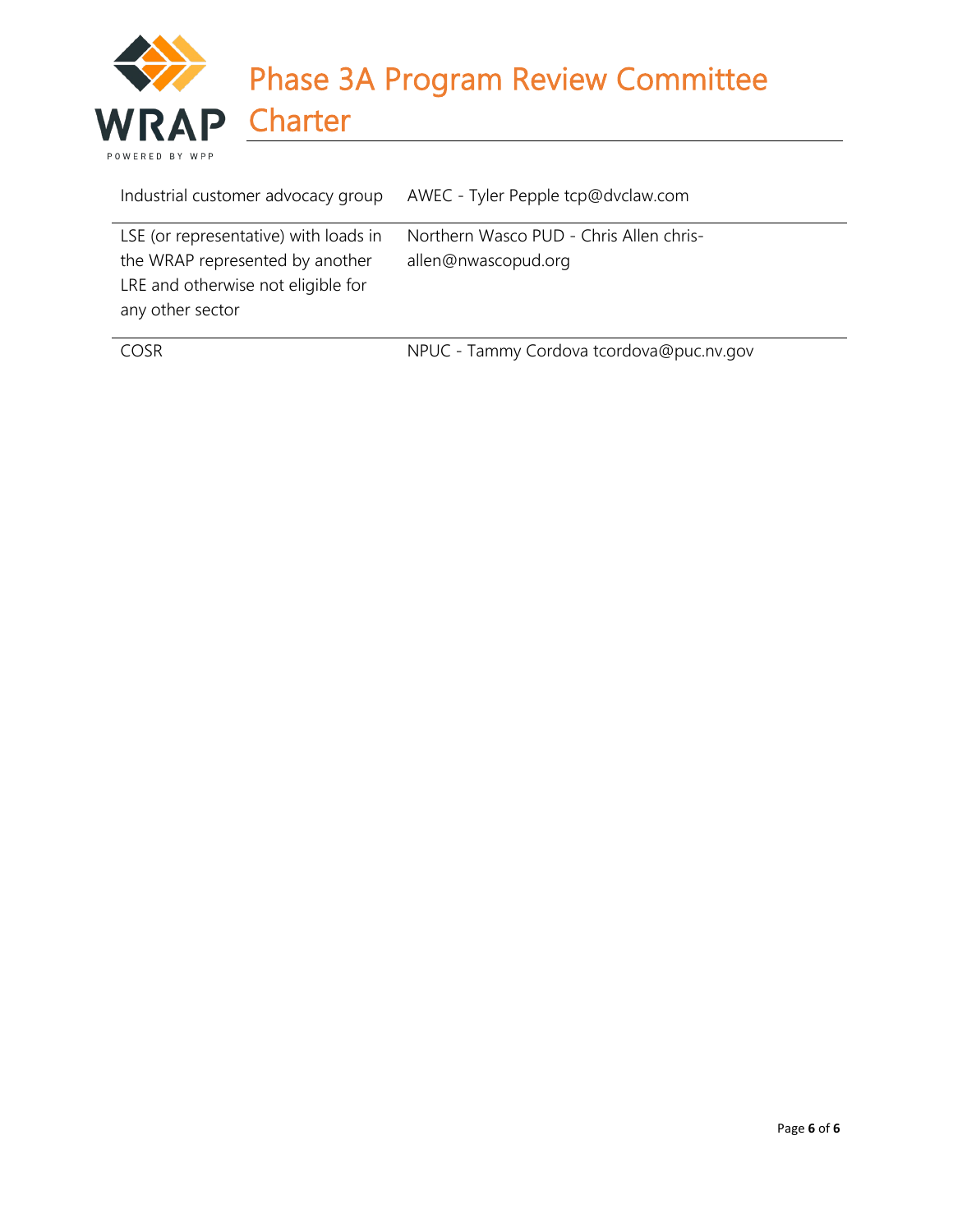| | |
|---|---|
| Industrial customer advocacy group | AWEC - Tyler Pepple tcp@dvclaw.com |
| LSE (or representative) with loads in the WRAP represented by another LRE and otherwise not eligible for any other sector | Northern Wasco PUD - Chris Allen chris-allen@nwascopud.org |
| COSR | NPUC - Tammy Cordova tcordova@puc.nv.gov |